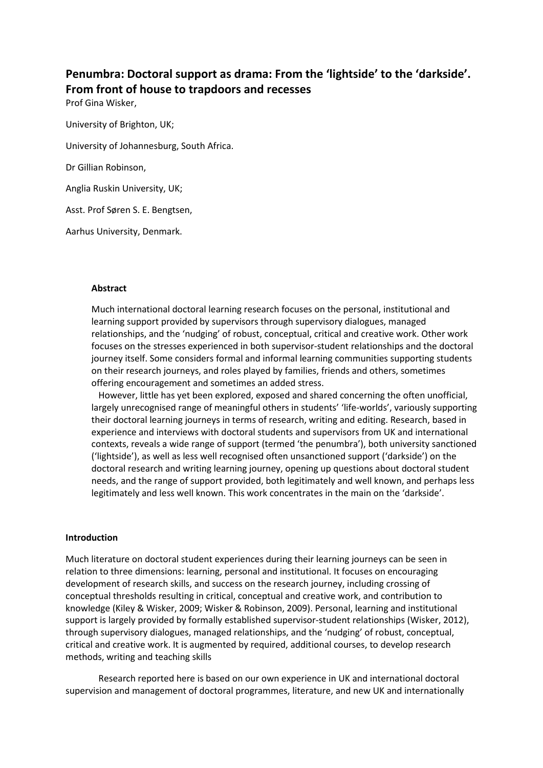# Penumbra: Doctoral support as drama: From the 'lightside' to the 'darkside'. From front of house to trapdoors and recesses

Prof Gina Wisker,

University of Brighton, UK;

University of Johannesburg, South Africa.

Dr Gillian Robinson,

Anglia Ruskin University, UK;

Asst. Prof Søren S. E. Bengtsen,

Aarhus University, Denmark.

**Abstract**

Much international doctoral learning research focuses on the personal, institutional and learning support provided by supervisors through supervisory dialogues, managed relationships, and the 'nudging' of robust, conceptual, critical and creative work. Other work focuses on the stresses experienced in both supervisor-student relationships and the doctoral journey itself. Some considers formal and informal learning communities supporting students on their research journeys, and roles played by families, friends and others, sometimes offering encouragement and sometimes an added stress.

However, little has yet been explored, exposed and shared concerning the often unofficial, largely unrecognised range of meaningful others in students' 'life-worlds', variously supporting their doctoral learning journeys in terms of research, writing and editing. Research, based in experience and interviews with doctoral students and supervisors from UK and international contexts, reveals a wide range of support (termed 'the penumbra'), both university sanctioned ('lightside'), as well as less well recognised often unsanctioned support ('darkside') on the doctoral research and writing learning journey, opening up questions about doctoral student needs, and the range of support provided, both legitimately and well known, and perhaps less legitimately and less well known. This work concentrates in the main on the 'darkside'.

**Introduction**

Much literature on doctoral student experiences during their learning journeys can be seen in relation to three dimensions: learning, personal and institutional. It focuses on encouraging development of research skills, and success on the research journey, including crossing of conceptual thresholds resulting in critical, conceptual and creative work, and contribution to knowledge (Kiley & Wisker, 2009; Wisker & Robinson, 2009). Personal, learning and institutional support is largely provided by formally established supervisor-student relationships (Wisker, 2012), through supervisory dialogues, managed relationships, and the 'nudging' of robust, conceptual, critical and creative work. It is augmented by required, additional courses, to develop research methods, writing and teaching skills

Research reported here is based on our own experience in UK and international doctoral supervision and management of doctoral programmes, literature, and new UK and internationally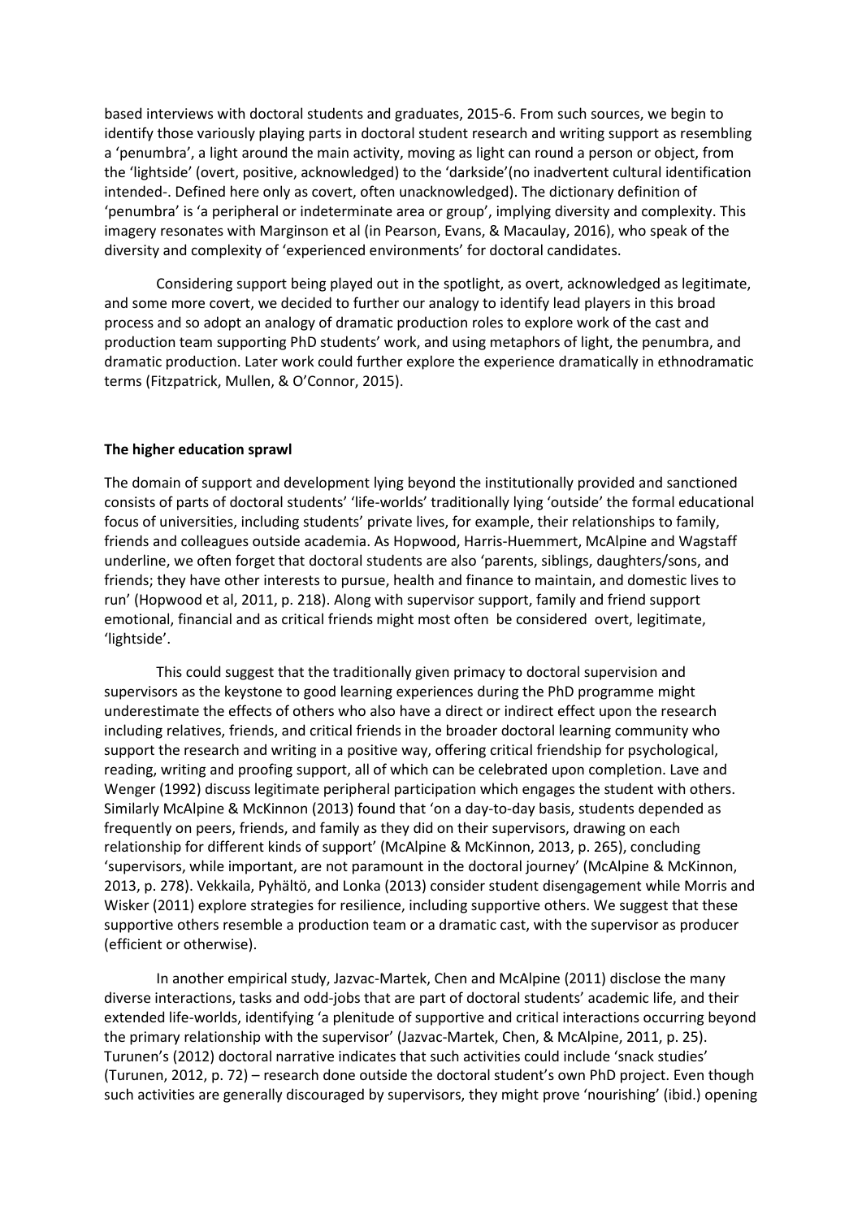based interviews with doctoral students and graduates, 2015-6. From such sources, we begin to identify those variously playing parts in doctoral student research and writing support as resembling a 'penumbra', a light around the main activity, moving as light can round a person or object, from the 'lightside' (overt, positive, acknowledged) to the 'darkside'(no inadvertent cultural identification intended-. Defined here only as covert, often unacknowledged). The dictionary definition of 'penumbra' is 'a peripheral or indeterminate area or group', implying diversity and complexity. This imagery resonates with Marginson et al (in Pearson, Evans, & Macaulay, 2016), who speak of the diversity and complexity of 'experienced environments' for doctoral candidates.

Considering support being played out in the spotlight, as overt, acknowledged as legitimate, and some more covert, we decided to further our analogy to identify lead players in this broad process and so adopt an analogy of dramatic production roles to explore work of the cast and production team supporting PhD students' work, and using metaphors of light, the penumbra, and dramatic production. Later work could further explore the experience dramatically in ethnodramatic terms (Fitzpatrick, Mullen, & O'Connor, 2015).

**The higher education sprawl**

The domain of support and development lying beyond the institutionally provided and sanctioned consists of parts of doctoral students' 'life-worlds' traditionally lying 'outside' the formal educational focus of universities, including students' private lives, for example, their relationships to family, friends and colleagues outside academia. As Hopwood, Harris-Huemmert, McAlpine and Wagstaff underline, we often forget that doctoral students are also 'parents, siblings, daughters/sons, and friends; they have other interests to pursue, health and finance to maintain, and domestic lives to run' (Hopwood et al, 2011, p. 218). Along with supervisor support, family and friend support emotional, financial and as critical friends might most often be considered overt, legitimate, 'lightside'.

This could suggest that the traditionally given primacy to doctoral supervision and supervisors as the keystone to good learning experiences during the PhD programme might underestimate the effects of others who also have a direct or indirect effect upon the research including relatives, friends, and critical friends in the broader doctoral learning community who support the research and writing in a positive way, offering critical friendship for psychological, reading, writing and proofing support, all of which can be celebrated upon completion. Lave and Wenger (1992) discuss legitimate peripheral participation which engages the student with others. Similarly McAlpine & McKinnon (2013) found that 'on a day-to-day basis, students depended as frequently on peers, friends, and family as they did on their supervisors, drawing on each relationship for different kinds of support' (McAlpine & McKinnon, 2013, p. 265), concluding 'supervisors, while important, are not paramount in the doctoral journey' (McAlpine & McKinnon, 2013, p. 278). Vekkaila, Pyhältö, and Lonka (2013) consider student disengagement while Morris and Wisker (2011) explore strategies for resilience, including supportive others. We suggest that these supportive others resemble a production team or a dramatic cast, with the supervisor as producer (efficient or otherwise).

In another empirical study, Jazvac-Martek, Chen and McAlpine (2011) disclose the many diverse interactions, tasks and odd-jobs that are part of doctoral students' academic life, and their extended life-worlds, identifying 'a plenitude of supportive and critical interactions occurring beyond the primary relationship with the supervisor' (Jazvac-Martek, Chen, & McAlpine, 2011, p. 25). Turunen's (2012) doctoral narrative indicates that such activities could include 'snack studies' (Turunen, 2012, p. 72) – research done outside the doctoral student's own PhD project. Even though such activities are generally discouraged by supervisors, they might prove 'nourishing' (ibid.) opening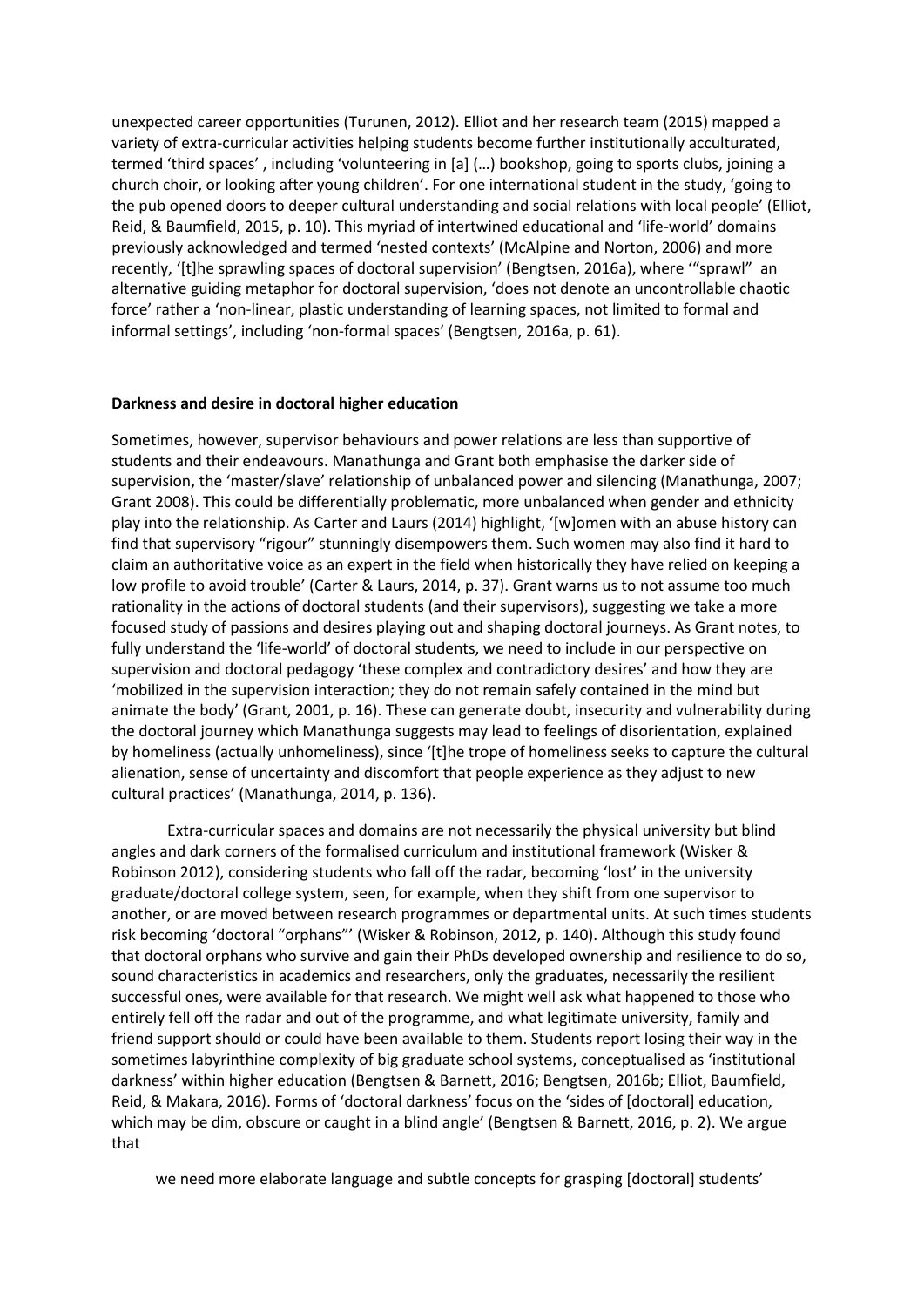unexpected career opportunities (Turunen, 2012). Elliot and her research team (2015) mapped a variety of extra-curricular activities helping students become further institutionally acculturated, termed 'third spaces' , including 'volunteering in [a] (…) bookshop, going to sports clubs, joining a church choir, or looking after young children'. For one international student in the study, 'going to the pub opened doors to deeper cultural understanding and social relations with local people' (Elliot, Reid, & Baumfield, 2015, p. 10). This myriad of intertwined educational and 'life-world' domains previously acknowledged and termed 'nested contexts' (McAlpine and Norton, 2006) and more recently, '[t]he sprawling spaces of doctoral supervision' (Bengtsen, 2016a), where '"sprawl" an alternative guiding metaphor for doctoral supervision, 'does not denote an uncontrollable chaotic force' rather a 'non-linear, plastic understanding of learning spaces, not limited to formal and informal settings', including 'non-formal spaces' (Bengtsen, 2016a, p. 61).

**Darkness and desire in doctoral higher education**

Sometimes, however, supervisor behaviours and power relations are less than supportive of students and their endeavours. Manathunga and Grant both emphasise the darker side of supervision, the 'master/slave' relationship of unbalanced power and silencing (Manathunga, 2007; Grant 2008). This could be differentially problematic, more unbalanced when gender and ethnicity play into the relationship. As Carter and Laurs (2014) highlight, '[w]omen with an abuse history can find that supervisory "rigour" stunningly disempowers them. Such women may also find it hard to claim an authoritative voice as an expert in the field when historically they have relied on keeping a low profile to avoid trouble' (Carter & Laurs, 2014, p. 37). Grant warns us to not assume too much rationality in the actions of doctoral students (and their supervisors), suggesting we take a more focused study of passions and desires playing out and shaping doctoral journeys. As Grant notes, to fully understand the 'life-world' of doctoral students, we need to include in our perspective on supervision and doctoral pedagogy 'these complex and contradictory desires' and how they are 'mobilized in the supervision interaction; they do not remain safely contained in the mind but animate the body' (Grant, 2001, p. 16). These can generate doubt, insecurity and vulnerability during the doctoral journey which Manathunga suggests may lead to feelings of disorientation, explained by homeliness (actually unhomeliness), since '[t]he trope of homeliness seeks to capture the cultural alienation, sense of uncertainty and discomfort that people experience as they adjust to new cultural practices' (Manathunga, 2014, p. 136).

Extra-curricular spaces and domains are not necessarily the physical university but blind angles and dark corners of the formalised curriculum and institutional framework (Wisker & Robinson 2012), considering students who fall off the radar, becoming 'lost' in the university graduate/doctoral college system, seen, for example, when they shift from one supervisor to another, or are moved between research programmes or departmental units. At such times students risk becoming 'doctoral "orphans"' (Wisker & Robinson, 2012, p. 140). Although this study found that doctoral orphans who survive and gain their PhDs developed ownership and resilience to do so, sound characteristics in academics and researchers, only the graduates, necessarily the resilient successful ones, were available for that research. We might well ask what happened to those who entirely fell off the radar and out of the programme, and what legitimate university, family and friend support should or could have been available to them. Students report losing their way in the sometimes labyrinthine complexity of big graduate school systems, conceptualised as 'institutional darkness' within higher education (Bengtsen & Barnett, 2016; Bengtsen, 2016b; Elliot, Baumfield, Reid, & Makara, 2016). Forms of 'doctoral darkness' focus on the 'sides of [doctoral] education, which may be dim, obscure or caught in a blind angle' (Bengtsen & Barnett, 2016, p. 2). We argue that

> we need more elaborate language and subtle concepts for grasping [doctoral] students'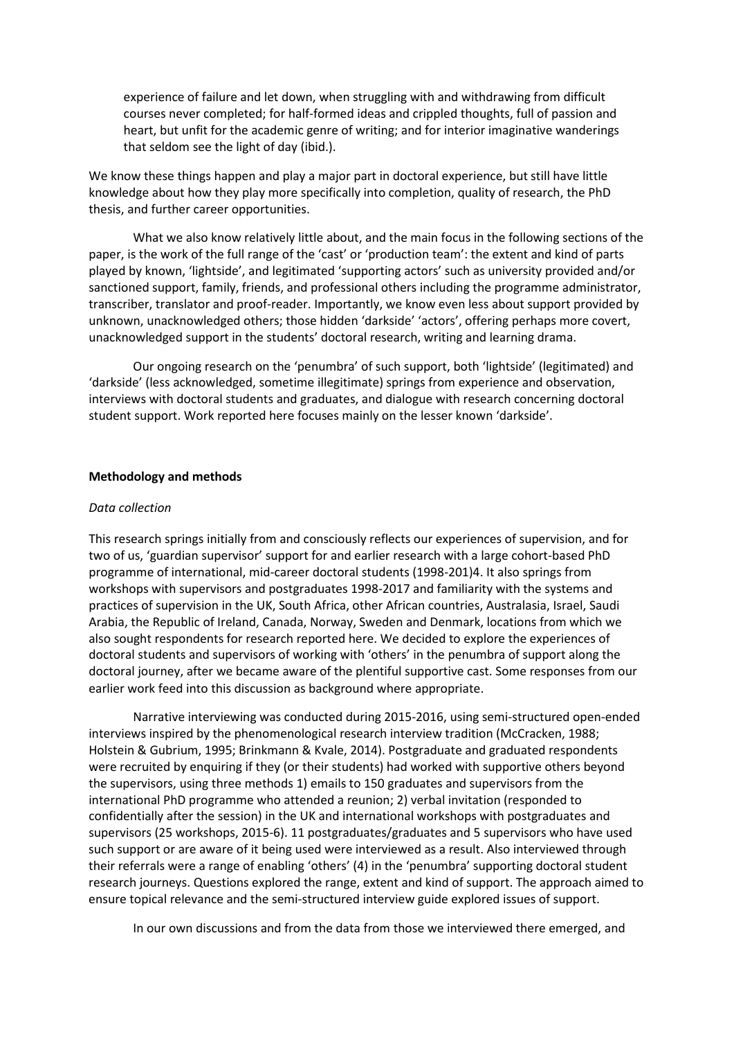> experience of failure and let down, when struggling with and withdrawing from difficult courses never completed; for half-formed ideas and crippled thoughts, full of passion and heart, but unfit for the academic genre of writing; and for interior imaginative wanderings that seldom see the light of day (ibid.).

We know these things happen and play a major part in doctoral experience, but still have little knowledge about how they play more specifically into completion, quality of research, the PhD thesis, and further career opportunities.

What we also know relatively little about, and the main focus in the following sections of the paper, is the work of the full range of the 'cast' or 'production team': the extent and kind of parts played by known, 'lightside', and legitimated 'supporting actors' such as university provided and/or sanctioned support, family, friends, and professional others including the programme administrator, transcriber, translator and proof-reader. Importantly, we know even less about support provided by unknown, unacknowledged others; those hidden 'darkside' 'actors', offering perhaps more covert, unacknowledged support in the students' doctoral research, writing and learning drama.

Our ongoing research on the 'penumbra' of such support, both 'lightside' (legitimated) and 'darkside' (less acknowledged, sometime illegitimate) springs from experience and observation, interviews with doctoral students and graduates, and dialogue with research concerning doctoral student support. Work reported here focuses mainly on the lesser known 'darkside'.

## Methodology and methods

### *Data collection*

This research springs initially from and consciously reflects our experiences of supervision, and for two of us, 'guardian supervisor' support for and earlier research with a large cohort-based PhD programme of international, mid-career doctoral students (1998-201)4. It also springs from workshops with supervisors and postgraduates 1998-2017 and familiarity with the systems and practices of supervision in the UK, South Africa, other African countries, Australasia, Israel, Saudi Arabia, the Republic of Ireland, Canada, Norway, Sweden and Denmark, locations from which we also sought respondents for research reported here. We decided to explore the experiences of doctoral students and supervisors of working with 'others' in the penumbra of support along the doctoral journey, after we became aware of the plentiful supportive cast. Some responses from our earlier work feed into this discussion as background where appropriate.

Narrative interviewing was conducted during 2015-2016, using semi-structured open-ended interviews inspired by the phenomenological research interview tradition (McCracken, 1988; Holstein & Gubrium, 1995; Brinkmann & Kvale, 2014). Postgraduate and graduated respondents were recruited by enquiring if they (or their students) had worked with supportive others beyond the supervisors, using three methods 1) emails to 150 graduates and supervisors from the international PhD programme who attended a reunion; 2) verbal invitation (responded to confidentially after the session) in the UK and international workshops with postgraduates and supervisors (25 workshops, 2015-6). 11 postgraduates/graduates and 5 supervisors who have used such support or are aware of it being used were interviewed as a result. Also interviewed through their referrals were a range of enabling 'others' (4) in the 'penumbra' supporting doctoral student research journeys. Questions explored the range, extent and kind of support. The approach aimed to ensure topical relevance and the semi-structured interview guide explored issues of support.

In our own discussions and from the data from those we interviewed there emerged, and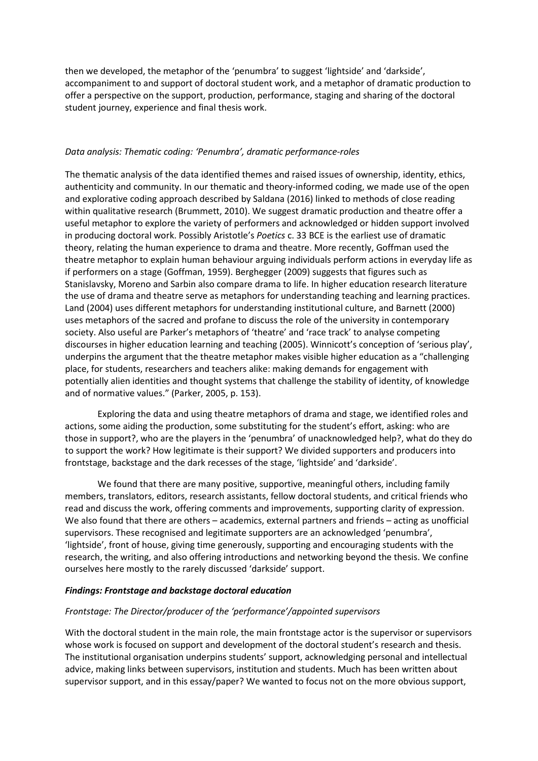then we developed, the metaphor of the 'penumbra' to suggest 'lightside' and 'darkside', accompaniment to and support of doctoral student work, and a metaphor of dramatic production to offer a perspective on the support, production, performance, staging and sharing of the doctoral student journey, experience and final thesis work.

*Data analysis: Thematic coding: 'Penumbra', dramatic performance-roles*

The thematic analysis of the data identified themes and raised issues of ownership, identity, ethics, authenticity and community. In our thematic and theory-informed coding, we made use of the open and explorative coding approach described by Saldana (2016) linked to methods of close reading within qualitative research (Brummett, 2010). We suggest dramatic production and theatre offer a useful metaphor to explore the variety of performers and acknowledged or hidden support involved in producing doctoral work. Possibly Aristotle's *Poetics* c. 33 BCE is the earliest use of dramatic theory, relating the human experience to drama and theatre. More recently, Goffman used the theatre metaphor to explain human behaviour arguing individuals perform actions in everyday life as if performers on a stage (Goffman, 1959). Berghegger (2009) suggests that figures such as Stanislavsky, Moreno and Sarbin also compare drama to life. In higher education research literature the use of drama and theatre serve as metaphors for understanding teaching and learning practices. Land (2004) uses different metaphors for understanding institutional culture, and Barnett (2000) uses metaphors of the sacred and profane to discuss the role of the university in contemporary society. Also useful are Parker's metaphors of 'theatre' and 'race track' to analyse competing discourses in higher education learning and teaching (2005). Winnicott's conception of 'serious play', underpins the argument that the theatre metaphor makes visible higher education as a "challenging place, for students, researchers and teachers alike: making demands for engagement with potentially alien identities and thought systems that challenge the stability of identity, of knowledge and of normative values." (Parker, 2005, p. 153).

Exploring the data and using theatre metaphors of drama and stage, we identified roles and actions, some aiding the production, some substituting for the student's effort, asking: who are those in support?, who are the players in the 'penumbra' of unacknowledged help?, what do they do to support the work? How legitimate is their support? We divided supporters and producers into frontstage, backstage and the dark recesses of the stage, 'lightside' and 'darkside'.

We found that there are many positive, supportive, meaningful others, including family members, translators, editors, research assistants, fellow doctoral students, and critical friends who read and discuss the work, offering comments and improvements, supporting clarity of expression. We also found that there are others – academics, external partners and friends – acting as unofficial supervisors. These recognised and legitimate supporters are an acknowledged 'penumbra', 'lightside', front of house, giving time generously, supporting and encouraging students with the research, the writing, and also offering introductions and networking beyond the thesis. We confine ourselves here mostly to the rarely discussed 'darkside' support.

***Findings: Frontstage and backstage doctoral education***

*Frontstage: The Director/producer of the 'performance'/appointed supervisors*

With the doctoral student in the main role, the main frontstage actor is the supervisor or supervisors whose work is focused on support and development of the doctoral student's research and thesis. The institutional organisation underpins students' support, acknowledging personal and intellectual advice, making links between supervisors, institution and students. Much has been written about supervisor support, and in this essay/paper? We wanted to focus not on the more obvious support,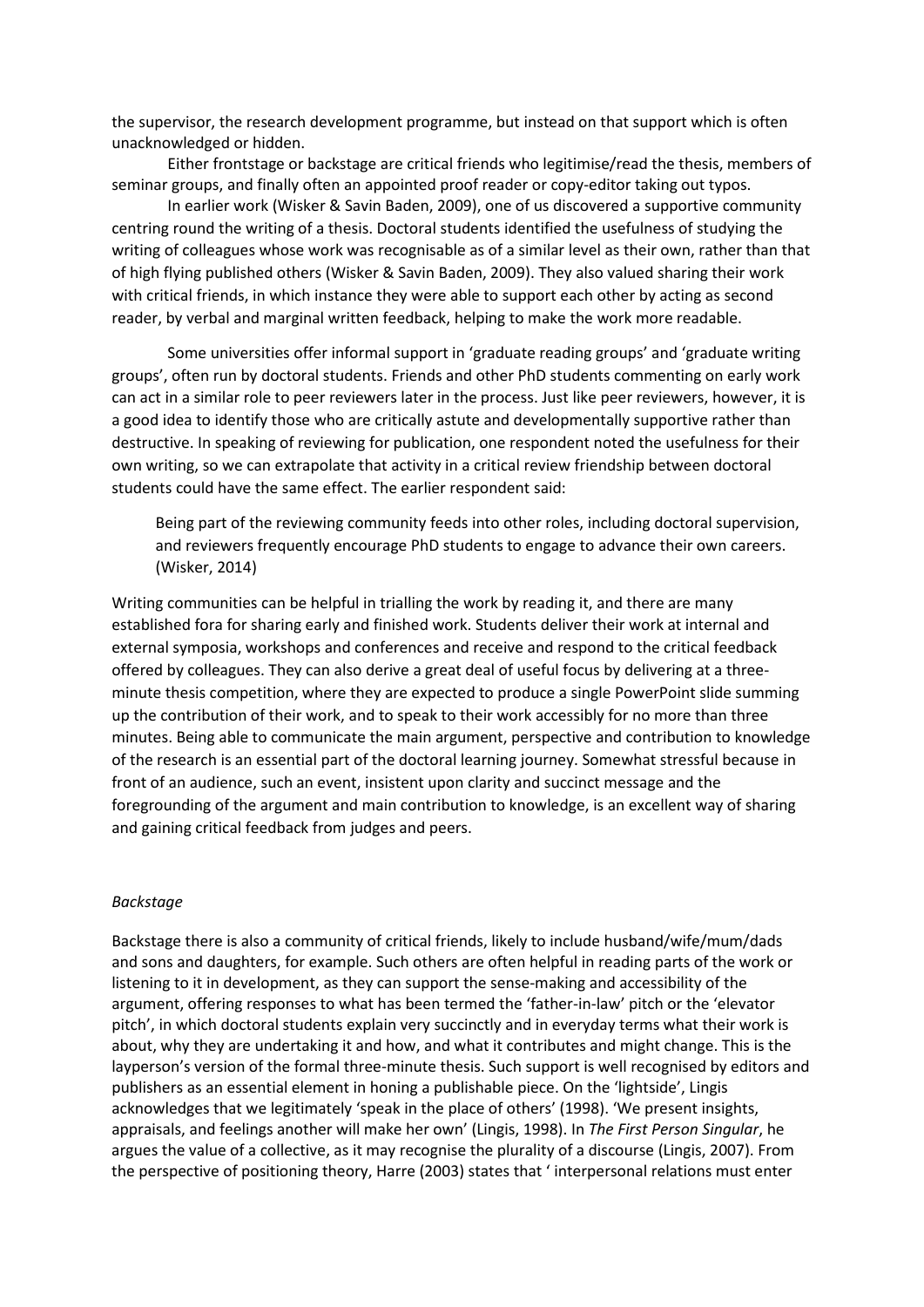the supervisor, the research development programme, but instead on that support which is often unacknowledged or hidden.

Either frontstage or backstage are critical friends who legitimise/read the thesis, members of seminar groups, and finally often an appointed proof reader or copy-editor taking out typos.

In earlier work (Wisker & Savin Baden, 2009), one of us discovered a supportive community centring round the writing of a thesis. Doctoral students identified the usefulness of studying the writing of colleagues whose work was recognisable as of a similar level as their own, rather than that of high flying published others (Wisker & Savin Baden, 2009). They also valued sharing their work with critical friends, in which instance they were able to support each other by acting as second reader, by verbal and marginal written feedback, helping to make the work more readable.

Some universities offer informal support in 'graduate reading groups' and 'graduate writing groups', often run by doctoral students. Friends and other PhD students commenting on early work can act in a similar role to peer reviewers later in the process. Just like peer reviewers, however, it is a good idea to identify those who are critically astute and developmentally supportive rather than destructive. In speaking of reviewing for publication, one respondent noted the usefulness for their own writing, so we can extrapolate that activity in a critical review friendship between doctoral students could have the same effect. The earlier respondent said:

> Being part of the reviewing community feeds into other roles, including doctoral supervision, and reviewers frequently encourage PhD students to engage to advance their own careers. (Wisker, 2014)

Writing communities can be helpful in trialling the work by reading it, and there are many established fora for sharing early and finished work. Students deliver their work at internal and external symposia, workshops and conferences and receive and respond to the critical feedback offered by colleagues. They can also derive a great deal of useful focus by delivering at a three-minute thesis competition, where they are expected to produce a single PowerPoint slide summing up the contribution of their work, and to speak to their work accessibly for no more than three minutes. Being able to communicate the main argument, perspective and contribution to knowledge of the research is an essential part of the doctoral learning journey. Somewhat stressful because in front of an audience, such an event, insistent upon clarity and succinct message and the foregrounding of the argument and main contribution to knowledge, is an excellent way of sharing and gaining critical feedback from judges and peers.

*Backstage*

Backstage there is also a community of critical friends, likely to include husband/wife/mum/dads and sons and daughters, for example. Such others are often helpful in reading parts of the work or listening to it in development, as they can support the sense-making and accessibility of the argument, offering responses to what has been termed the 'father-in-law' pitch or the 'elevator pitch', in which doctoral students explain very succinctly and in everyday terms what their work is about, why they are undertaking it and how, and what it contributes and might change. This is the layperson's version of the formal three-minute thesis. Such support is well recognised by editors and publishers as an essential element in honing a publishable piece. On the 'lightside', Lingis acknowledges that we legitimately 'speak in the place of others' (1998). 'We present insights, appraisals, and feelings another will make her own' (Lingis, 1998). In *The First Person Singular*, he argues the value of a collective, as it may recognise the plurality of a discourse (Lingis, 2007). From the perspective of positioning theory, Harre (2003) states that ' interpersonal relations must enter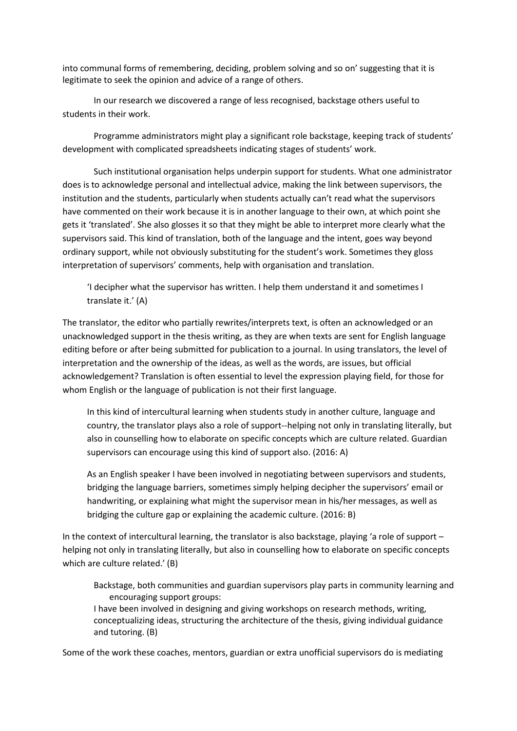into communal forms of remembering, deciding, problem solving and so on' suggesting that it is legitimate to seek the opinion and advice of a range of others.

In our research we discovered a range of less recognised, backstage others useful to students in their work.

Programme administrators might play a significant role backstage, keeping track of students' development with complicated spreadsheets indicating stages of students' work.

Such institutional organisation helps underpin support for students. What one administrator does is to acknowledge personal and intellectual advice, making the link between supervisors, the institution and the students, particularly when students actually can't read what the supervisors have commented on their work because it is in another language to their own, at which point she gets it 'translated'. She also glosses it so that they might be able to interpret more clearly what the supervisors said. This kind of translation, both of the language and the intent, goes way beyond ordinary support, while not obviously substituting for the student's work. Sometimes they gloss interpretation of supervisors' comments, help with organisation and translation.

> 'I decipher what the supervisor has written. I help them understand it and sometimes I translate it.' (A)

The translator, the editor who partially rewrites/interprets text, is often an acknowledged or an unacknowledged support in the thesis writing, as they are when texts are sent for English language editing before or after being submitted for publication to a journal. In using translators, the level of interpretation and the ownership of the ideas, as well as the words, are issues, but official acknowledgement? Translation is often essential to level the expression playing field, for those for whom English or the language of publication is not their first language.

> In this kind of intercultural learning when students study in another culture, language and country, the translator plays also a role of support--helping not only in translating literally, but also in counselling how to elaborate on specific concepts which are culture related. Guardian supervisors can encourage using this kind of support also. (2016: A)

> As an English speaker I have been involved in negotiating between supervisors and students, bridging the language barriers, sometimes simply helping decipher the supervisors' email or handwriting, or explaining what might the supervisor mean in his/her messages, as well as bridging the culture gap or explaining the academic culture. (2016: B)

In the context of intercultural learning, the translator is also backstage, playing 'a role of support – helping not only in translating literally, but also in counselling how to elaborate on specific concepts which are culture related.' (B)

> Backstage, both communities and guardian supervisors play parts in community learning and encouraging support groups:
>
> I have been involved in designing and giving workshops on research methods, writing, conceptualizing ideas, structuring the architecture of the thesis, giving individual guidance and tutoring. (B)

Some of the work these coaches, mentors, guardian or extra unofficial supervisors do is mediating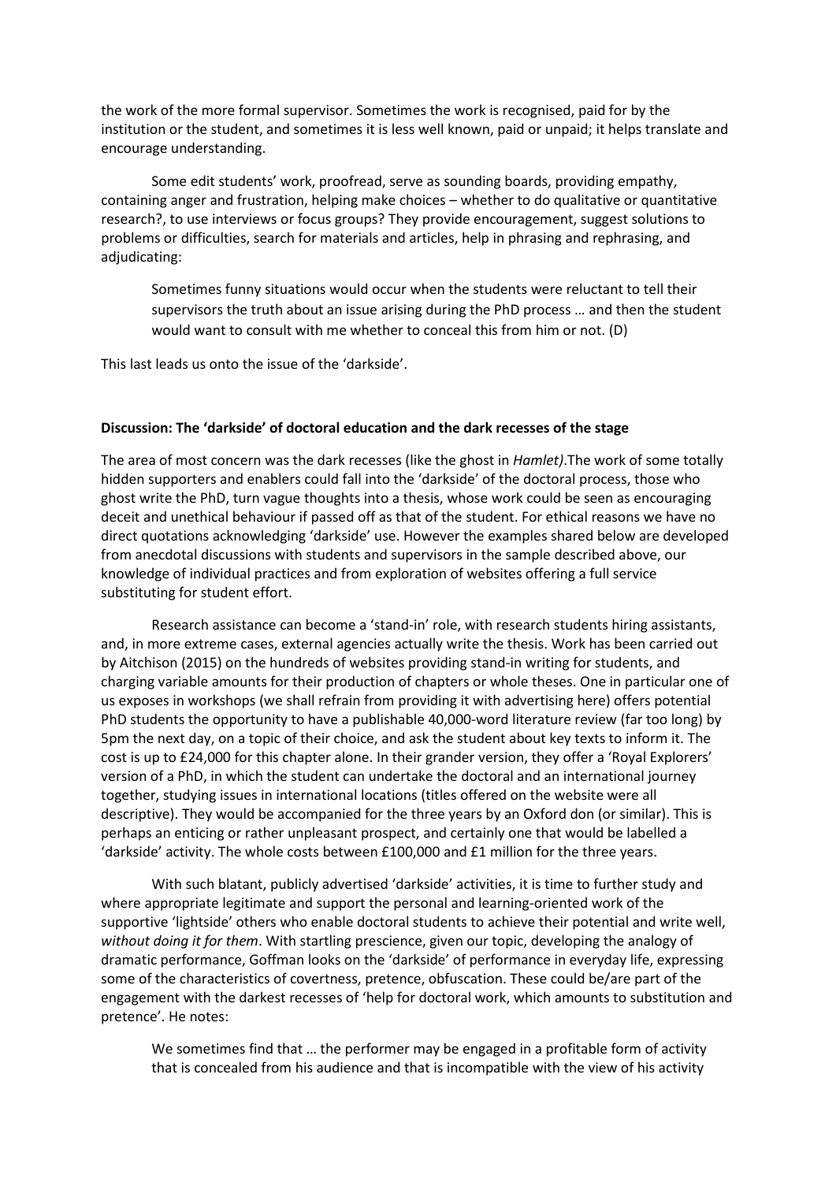the work of the more formal supervisor. Sometimes the work is recognised, paid for by the institution or the student, and sometimes it is less well known, paid or unpaid; it helps translate and encourage understanding.

Some edit students' work, proofread, serve as sounding boards, providing empathy, containing anger and frustration, helping make choices – whether to do qualitative or quantitative research?, to use interviews or focus groups? They provide encouragement, suggest solutions to problems or difficulties, search for materials and articles, help in phrasing and rephrasing, and adjudicating:

> Sometimes funny situations would occur when the students were reluctant to tell their supervisors the truth about an issue arising during the PhD process … and then the student would want to consult with me whether to conceal this from him or not. (D)

This last leads us onto the issue of the 'darkside'.

**Discussion: The 'darkside' of doctoral education and the dark recesses of the stage**

The area of most concern was the dark recesses (like the ghost in *Hamlet)*.The work of some totally hidden supporters and enablers could fall into the 'darkside' of the doctoral process, those who ghost write the PhD, turn vague thoughts into a thesis, whose work could be seen as encouraging deceit and unethical behaviour if passed off as that of the student. For ethical reasons we have no direct quotations acknowledging 'darkside' use. However the examples shared below are developed from anecdotal discussions with students and supervisors in the sample described above, our knowledge of individual practices and from exploration of websites offering a full service substituting for student effort.

Research assistance can become a 'stand-in' role, with research students hiring assistants, and, in more extreme cases, external agencies actually write the thesis. Work has been carried out by Aitchison (2015) on the hundreds of websites providing stand-in writing for students, and charging variable amounts for their production of chapters or whole theses. One in particular one of us exposes in workshops (we shall refrain from providing it with advertising here) offers potential PhD students the opportunity to have a publishable 40,000-word literature review (far too long) by 5pm the next day, on a topic of their choice, and ask the student about key texts to inform it. The cost is up to £24,000 for this chapter alone. In their grander version, they offer a 'Royal Explorers' version of a PhD, in which the student can undertake the doctoral and an international journey together, studying issues in international locations (titles offered on the website were all descriptive). They would be accompanied for the three years by an Oxford don (or similar). This is perhaps an enticing or rather unpleasant prospect, and certainly one that would be labelled a 'darkside' activity. The whole costs between £100,000 and £1 million for the three years.

With such blatant, publicly advertised 'darkside' activities, it is time to further study and where appropriate legitimate and support the personal and learning-oriented work of the supportive 'lightside' others who enable doctoral students to achieve their potential and write well, *without doing it for them*. With startling prescience, given our topic, developing the analogy of dramatic performance, Goffman looks on the 'darkside' of performance in everyday life, expressing some of the characteristics of covertness, pretence, obfuscation. These could be/are part of the engagement with the darkest recesses of 'help for doctoral work, which amounts to substitution and pretence'. He notes:

> We sometimes find that … the performer may be engaged in a profitable form of activity that is concealed from his audience and that is incompatible with the view of his activity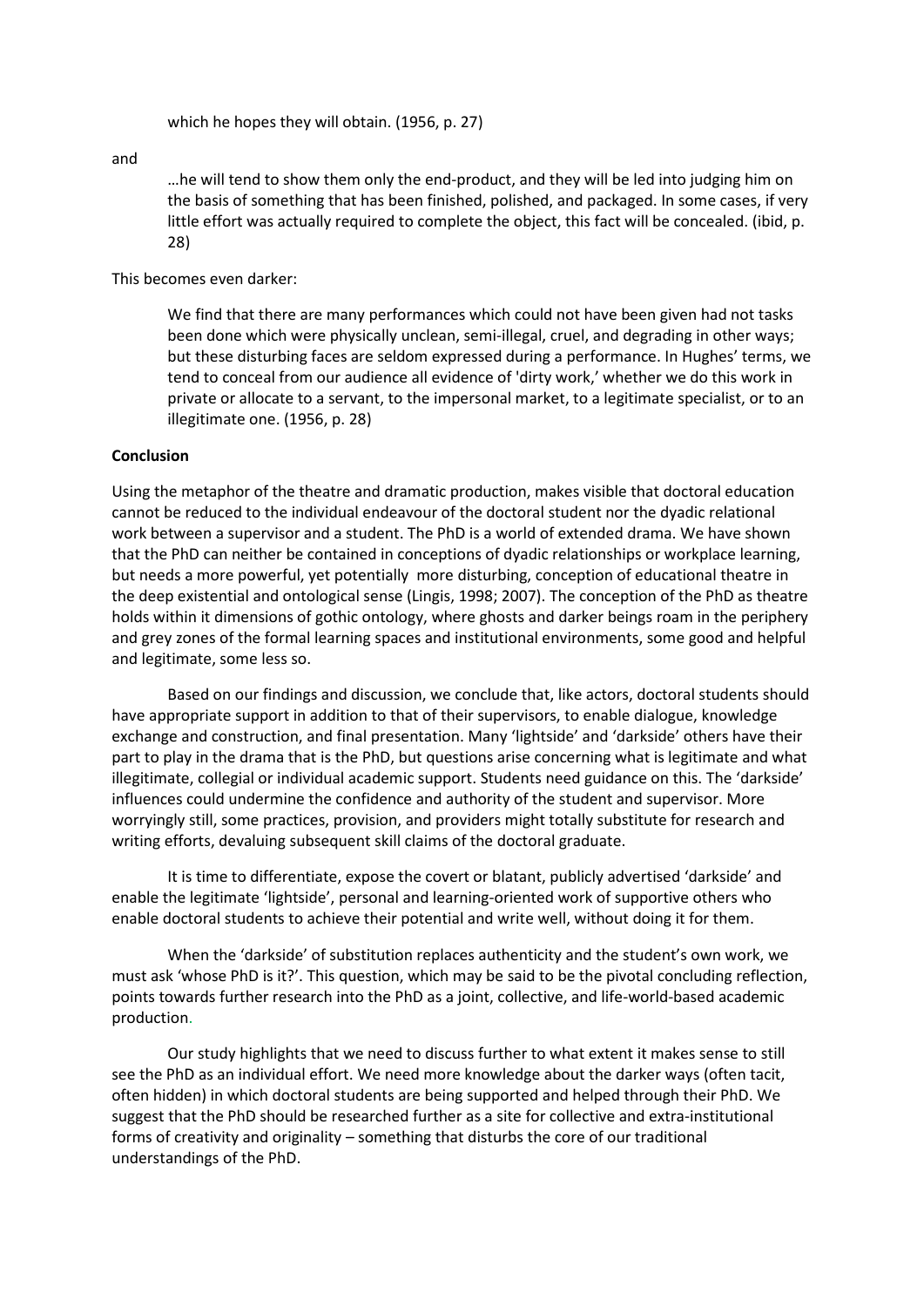> which he hopes they will obtain. (1956, p. 27)

and

> …he will tend to show them only the end-product, and they will be led into judging him on the basis of something that has been finished, polished, and packaged. In some cases, if very little effort was actually required to complete the object, this fact will be concealed. (ibid, p. 28)

This becomes even darker:

> We find that there are many performances which could not have been given had not tasks been done which were physically unclean, semi-illegal, cruel, and degrading in other ways; but these disturbing faces are seldom expressed during a performance. In Hughes' terms, we tend to conceal from our audience all evidence of 'dirty work,' whether we do this work in private or allocate to a servant, to the impersonal market, to a legitimate specialist, or to an illegitimate one. (1956, p. 28)

**Conclusion**

Using the metaphor of the theatre and dramatic production, makes visible that doctoral education cannot be reduced to the individual endeavour of the doctoral student nor the dyadic relational work between a supervisor and a student. The PhD is a world of extended drama. We have shown that the PhD can neither be contained in conceptions of dyadic relationships or workplace learning, but needs a more powerful, yet potentially more disturbing, conception of educational theatre in the deep existential and ontological sense (Lingis, 1998; 2007). The conception of the PhD as theatre holds within it dimensions of gothic ontology, where ghosts and darker beings roam in the periphery and grey zones of the formal learning spaces and institutional environments, some good and helpful and legitimate, some less so.

Based on our findings and discussion, we conclude that, like actors, doctoral students should have appropriate support in addition to that of their supervisors, to enable dialogue, knowledge exchange and construction, and final presentation. Many 'lightside' and 'darkside' others have their part to play in the drama that is the PhD, but questions arise concerning what is legitimate and what illegitimate, collegial or individual academic support. Students need guidance on this. The 'darkside' influences could undermine the confidence and authority of the student and supervisor. More worryingly still, some practices, provision, and providers might totally substitute for research and writing efforts, devaluing subsequent skill claims of the doctoral graduate.

It is time to differentiate, expose the covert or blatant, publicly advertised 'darkside' and enable the legitimate 'lightside', personal and learning-oriented work of supportive others who enable doctoral students to achieve their potential and write well, without doing it for them.

When the 'darkside' of substitution replaces authenticity and the student's own work, we must ask 'whose PhD is it?'. This question, which may be said to be the pivotal concluding reflection, points towards further research into the PhD as a joint, collective, and life-world-based academic production.

Our study highlights that we need to discuss further to what extent it makes sense to still see the PhD as an individual effort. We need more knowledge about the darker ways (often tacit, often hidden) in which doctoral students are being supported and helped through their PhD. We suggest that the PhD should be researched further as a site for collective and extra-institutional forms of creativity and originality – something that disturbs the core of our traditional understandings of the PhD.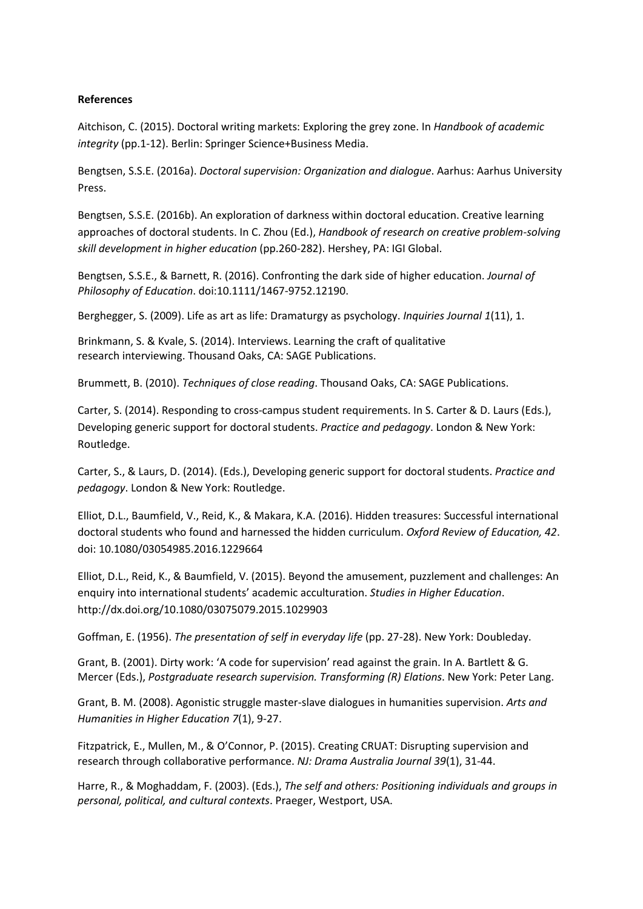**References**

Aitchison, C. (2015). Doctoral writing markets: Exploring the grey zone. In *Handbook of academic integrity* (pp.1-12). Berlin: Springer Science+Business Media.

Bengtsen, S.S.E. (2016a). *Doctoral supervision: Organization and dialogue*. Aarhus: Aarhus University Press.

Bengtsen, S.S.E. (2016b). An exploration of darkness within doctoral education. Creative learning approaches of doctoral students. In C. Zhou (Ed.), *Handbook of research on creative problem-solving skill development in higher education* (pp.260-282). Hershey, PA: IGI Global.

Bengtsen, S.S.E., & Barnett, R. (2016). Confronting the dark side of higher education. *Journal of Philosophy of Education*. doi:10.1111/1467-9752.12190.

Berghegger, S. (2009). Life as art as life: Dramaturgy as psychology. *Inquiries Journal 1*(11), 1.

Brinkmann, S. & Kvale, S. (2014). Interviews. Learning the craft of qualitative research interviewing. Thousand Oaks, CA: SAGE Publications.

Brummett, B. (2010). *Techniques of close reading*. Thousand Oaks, CA: SAGE Publications.

Carter, S. (2014). Responding to cross-campus student requirements. In S. Carter & D. Laurs (Eds.), Developing generic support for doctoral students. *Practice and pedagogy*. London & New York: Routledge.

Carter, S., & Laurs, D. (2014). (Eds.), Developing generic support for doctoral students. *Practice and pedagogy*. London & New York: Routledge.

Elliot, D.L., Baumfield, V., Reid, K., & Makara, K.A. (2016). Hidden treasures: Successful international doctoral students who found and harnessed the hidden curriculum. *Oxford Review of Education, 42*. doi: 10.1080/03054985.2016.1229664

Elliot, D.L., Reid, K., & Baumfield, V. (2015). Beyond the amusement, puzzlement and challenges: An enquiry into international students' academic acculturation. *Studies in Higher Education*. http://dx.doi.org/10.1080/03075079.2015.1029903

Goffman, E. (1956). *The presentation of self in everyday life* (pp. 27-28). New York: Doubleday.

Grant, B. (2001). Dirty work: 'A code for supervision' read against the grain. In A. Bartlett & G. Mercer (Eds.), *Postgraduate research supervision. Transforming (R) Elations*. New York: Peter Lang.

Grant, B. M. (2008). Agonistic struggle master-slave dialogues in humanities supervision. *Arts and Humanities in Higher Education 7*(1), 9-27.

Fitzpatrick, E., Mullen, M., & O'Connor, P. (2015). Creating CRUAT: Disrupting supervision and research through collaborative performance. *NJ: Drama Australia Journal 39*(1), 31-44.

Harre, R., & Moghaddam, F. (2003). (Eds.), *The self and others: Positioning individuals and groups in personal, political, and cultural contexts*. Praeger, Westport, USA.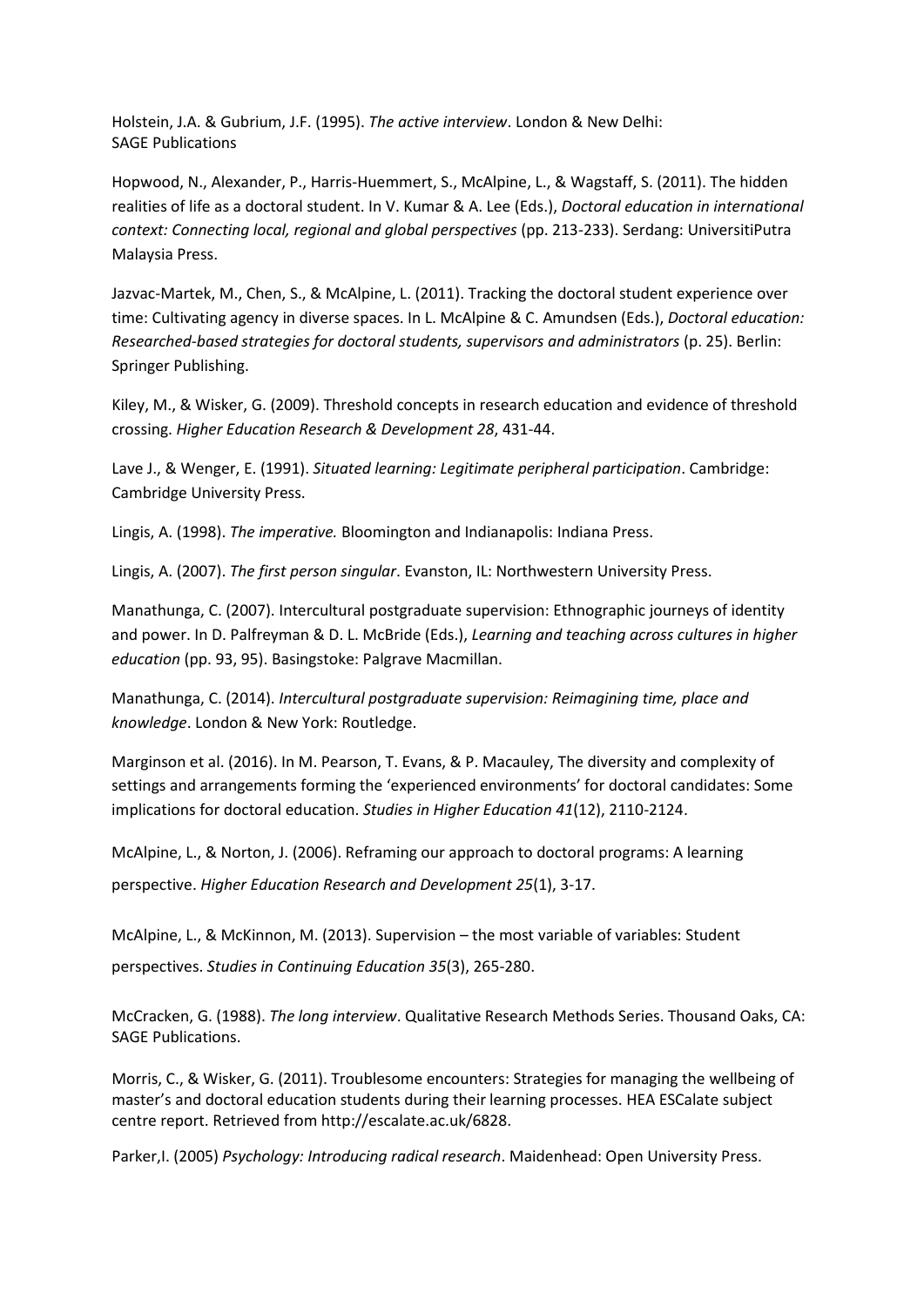Holstein, J.A. & Gubrium, J.F. (1995). *The active interview*. London & New Delhi: SAGE Publications

Hopwood, N., Alexander, P., Harris-Huemmert, S., McAlpine, L., & Wagstaff, S. (2011). The hidden realities of life as a doctoral student. In V. Kumar & A. Lee (Eds.), *Doctoral education in international context: Connecting local, regional and global perspectives* (pp. 213-233). Serdang: UniversitiPutra Malaysia Press.

Jazvac-Martek, M., Chen, S., & McAlpine, L. (2011). Tracking the doctoral student experience over time: Cultivating agency in diverse spaces. In L. McAlpine & C. Amundsen (Eds.), *Doctoral education: Researched-based strategies for doctoral students, supervisors and administrators* (p. 25). Berlin: Springer Publishing.

Kiley, M., & Wisker, G. (2009). Threshold concepts in research education and evidence of threshold crossing. *Higher Education Research & Development 28*, 431-44.

Lave J., & Wenger, E. (1991). *Situated learning: Legitimate peripheral participation*. Cambridge: Cambridge University Press.

Lingis, A. (1998). *The imperative.* Bloomington and Indianapolis: Indiana Press.

Lingis, A. (2007). *The first person singular*. Evanston, IL: Northwestern University Press.

Manathunga, C. (2007). Intercultural postgraduate supervision: Ethnographic journeys of identity and power. In D. Palfreyman & D. L. McBride (Eds.), *Learning and teaching across cultures in higher education* (pp. 93, 95). Basingstoke: Palgrave Macmillan.

Manathunga, C. (2014). *Intercultural postgraduate supervision: Reimagining time, place and knowledge*. London & New York: Routledge.

Marginson et al. (2016). In M. Pearson, T. Evans, & P. Macauley, The diversity and complexity of settings and arrangements forming the 'experienced environments' for doctoral candidates: Some implications for doctoral education. *Studies in Higher Education 41*(12), 2110-2124.

McAlpine, L., & Norton, J. (2006). Reframing our approach to doctoral programs: A learning perspective. *Higher Education Research and Development 25*(1), 3-17.

McAlpine, L., & McKinnon, M. (2013). Supervision – the most variable of variables: Student perspectives. *Studies in Continuing Education 35*(3), 265-280.

McCracken, G. (1988). *The long interview*. Qualitative Research Methods Series. Thousand Oaks, CA: SAGE Publications.

Morris, C., & Wisker, G. (2011). Troublesome encounters: Strategies for managing the wellbeing of master's and doctoral education students during their learning processes. HEA ESCalate subject centre report. Retrieved from http://escalate.ac.uk/6828.

Parker,I. (2005) *Psychology: Introducing radical research*. Maidenhead: Open University Press.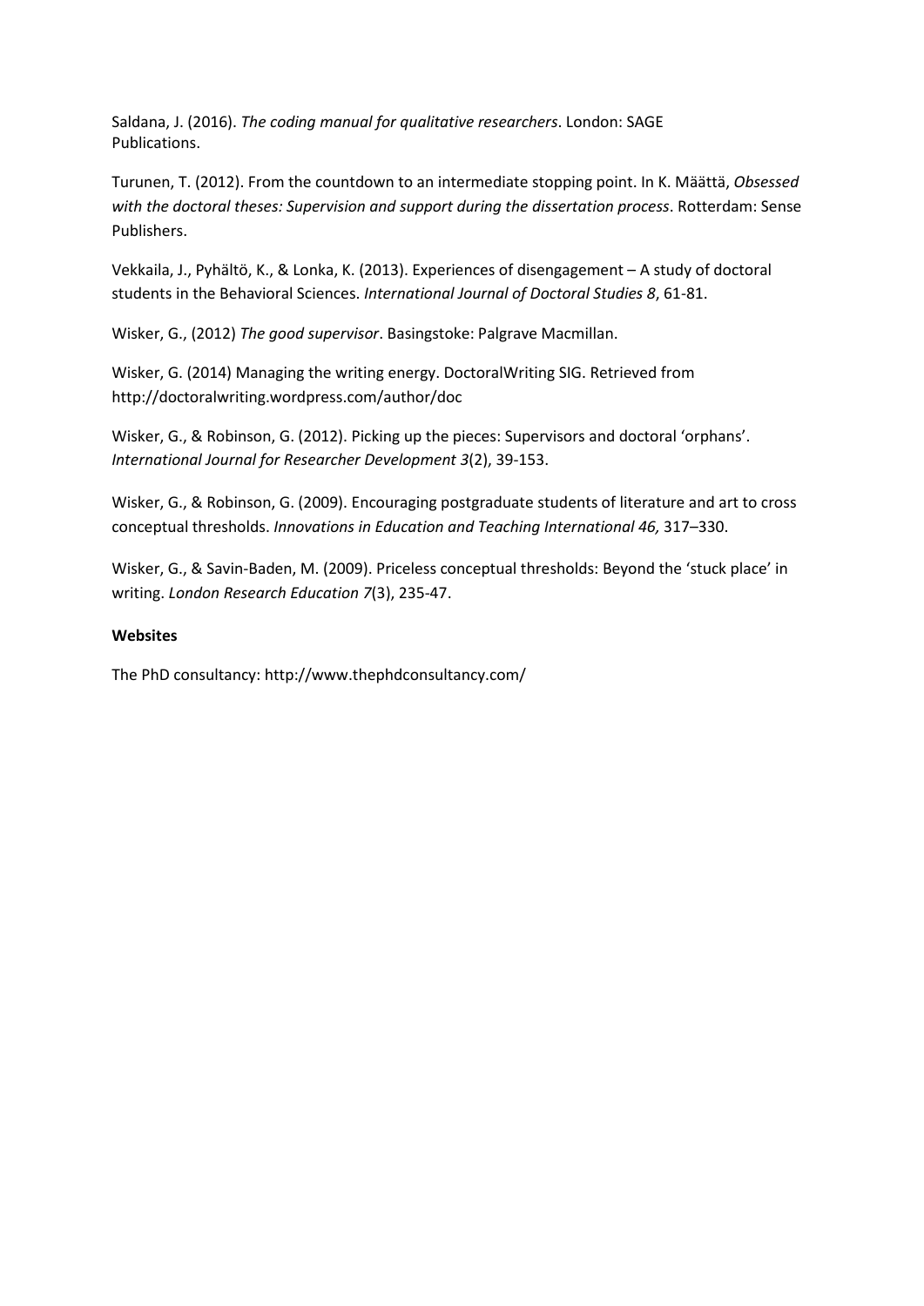Saldana, J. (2016). *The coding manual for qualitative researchers*. London: SAGE Publications.

Turunen, T. (2012). From the countdown to an intermediate stopping point. In K. Määttä, *Obsessed with the doctoral theses: Supervision and support during the dissertation process*. Rotterdam: Sense Publishers.

Vekkaila, J., Pyhältö, K., & Lonka, K. (2013). Experiences of disengagement – A study of doctoral students in the Behavioral Sciences. *International Journal of Doctoral Studies 8*, 61-81.

Wisker, G., (2012) *The good supervisor*. Basingstoke: Palgrave Macmillan.

Wisker, G. (2014) Managing the writing energy. DoctoralWriting SIG. Retrieved from http://doctoralwriting.wordpress.com/author/doc

Wisker, G., & Robinson, G. (2012). Picking up the pieces: Supervisors and doctoral 'orphans'. *International Journal for Researcher Development 3*(2), 39-153.

Wisker, G., & Robinson, G. (2009). Encouraging postgraduate students of literature and art to cross conceptual thresholds. *Innovations in Education and Teaching International 46,* 317–330.

Wisker, G., & Savin-Baden, M. (2009). Priceless conceptual thresholds: Beyond the 'stuck place' in writing. *London Research Education 7*(3), 235-47.

**Websites**

The PhD consultancy: http://www.thephdconsultancy.com/